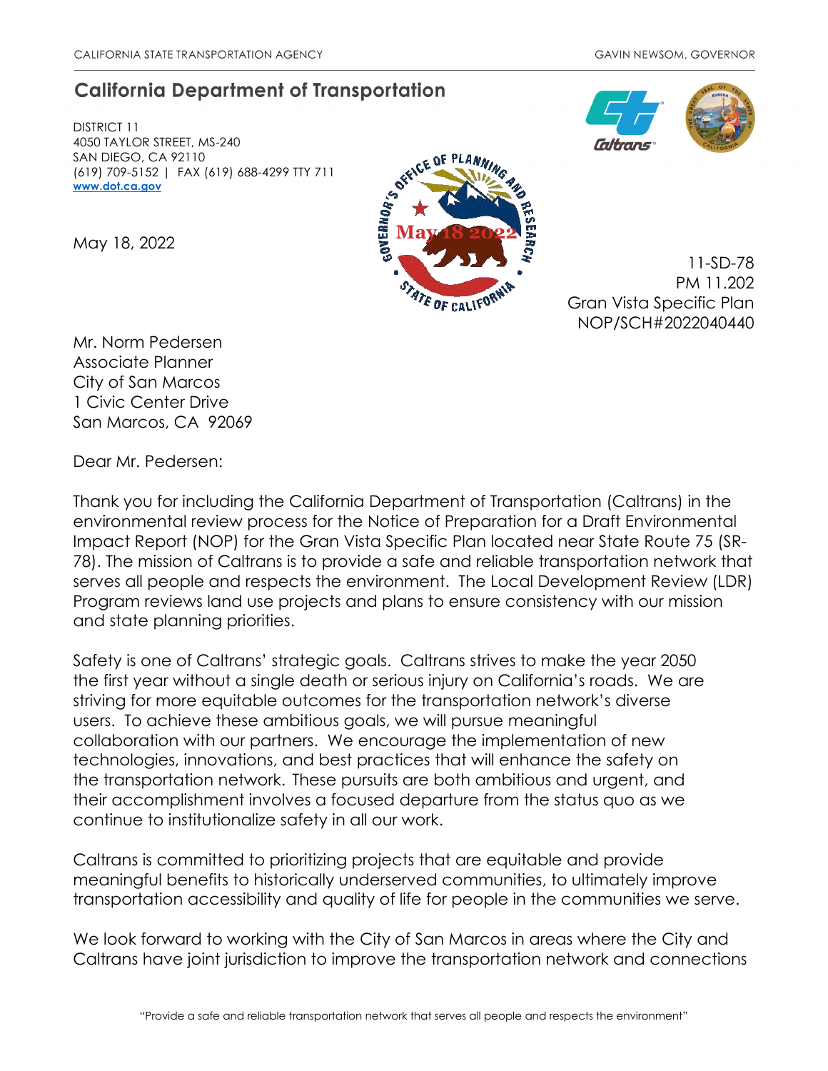CALIFORNIA STATE TRANSPORTATION AGENCY GAVIN NEWSOM, GOVERNOR

# California Department of Transportation

DISTRICT 11
4050 TAYLOR STREET, MS-240
SAN DIEGO, CA 92110
(619) 709-5152 | FAX (619) 688-4299 TTY 711
**www.dot.ca.gov**

May 18, 2022

11-SD-78
PM 11.202
Gran Vista Specific Plan
NOP/SCH#2022040440

Mr. Norm Pedersen
Associate Planner
City of San Marcos
1 Civic Center Drive
San Marcos, CA 92069

Dear Mr. Pedersen:

Thank you for including the California Department of Transportation (Caltrans) in the environmental review process for the Notice of Preparation for a Draft Environmental Impact Report (NOP) for the Gran Vista Specific Plan located near State Route 75 (SR-78). The mission of Caltrans is to provide a safe and reliable transportation network that serves all people and respects the environment. The Local Development Review (LDR) Program reviews land use projects and plans to ensure consistency with our mission and state planning priorities.

Safety is one of Caltrans' strategic goals. Caltrans strives to make the year 2050 the first year without a single death or serious injury on California's roads. We are striving for more equitable outcomes for the transportation network's diverse users. To achieve these ambitious goals, we will pursue meaningful collaboration with our partners. We encourage the implementation of new technologies, innovations, and best practices that will enhance the safety on the transportation network. These pursuits are both ambitious and urgent, and their accomplishment involves a focused departure from the status quo as we continue to institutionalize safety in all our work.

Caltrans is committed to prioritizing projects that are equitable and provide meaningful benefits to historically underserved communities, to ultimately improve transportation accessibility and quality of life for people in the communities we serve.

We look forward to working with the City of San Marcos in areas where the City and Caltrans have joint jurisdiction to improve the transportation network and connections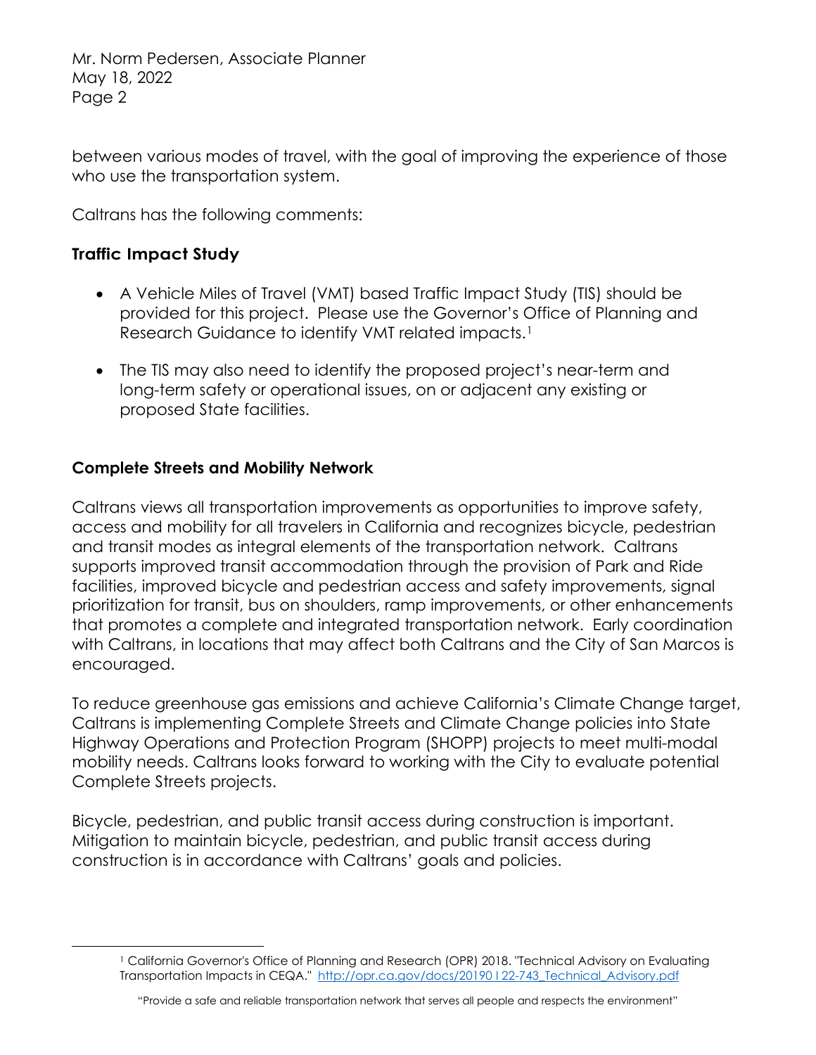between various modes of travel, with the goal of improving the experience of those who use the transportation system.

Caltrans has the following comments:

## Traffic Impact Study

- A Vehicle Miles of Travel (VMT) based Traffic Impact Study (TIS) should be provided for this project. Please use the Governor's Office of Planning and Research Guidance to identify VMT related impacts.[1]
- The TIS may also need to identify the proposed project's near-term and long-term safety or operational issues, on or adjacent any existing or proposed State facilities.

## Complete Streets and Mobility Network

Caltrans views all transportation improvements as opportunities to improve safety, access and mobility for all travelers in California and recognizes bicycle, pedestrian and transit modes as integral elements of the transportation network. Caltrans supports improved transit accommodation through the provision of Park and Ride facilities, improved bicycle and pedestrian access and safety improvements, signal prioritization for transit, bus on shoulders, ramp improvements, or other enhancements that promotes a complete and integrated transportation network. Early coordination with Caltrans, in locations that may affect both Caltrans and the City of San Marcos is encouraged.

To reduce greenhouse gas emissions and achieve California's Climate Change target, Caltrans is implementing Complete Streets and Climate Change policies into State Highway Operations and Protection Program (SHOPP) projects to meet multi-modal mobility needs. Caltrans looks forward to working with the City to evaluate potential Complete Streets projects.

Bicycle, pedestrian, and public transit access during construction is important. Mitigation to maintain bicycle, pedestrian, and public transit access during construction is in accordance with Caltrans' goals and policies.

---

[1] California Governor's Office of Planning and Research (OPR) 2018. "Technical Advisory on Evaluating Transportation Impacts in CEQA." http://opr.ca.gov/docs/20190122-743_Technical_Advisory.pdf

"Provide a safe and reliable transportation network that serves all people and respects the environment"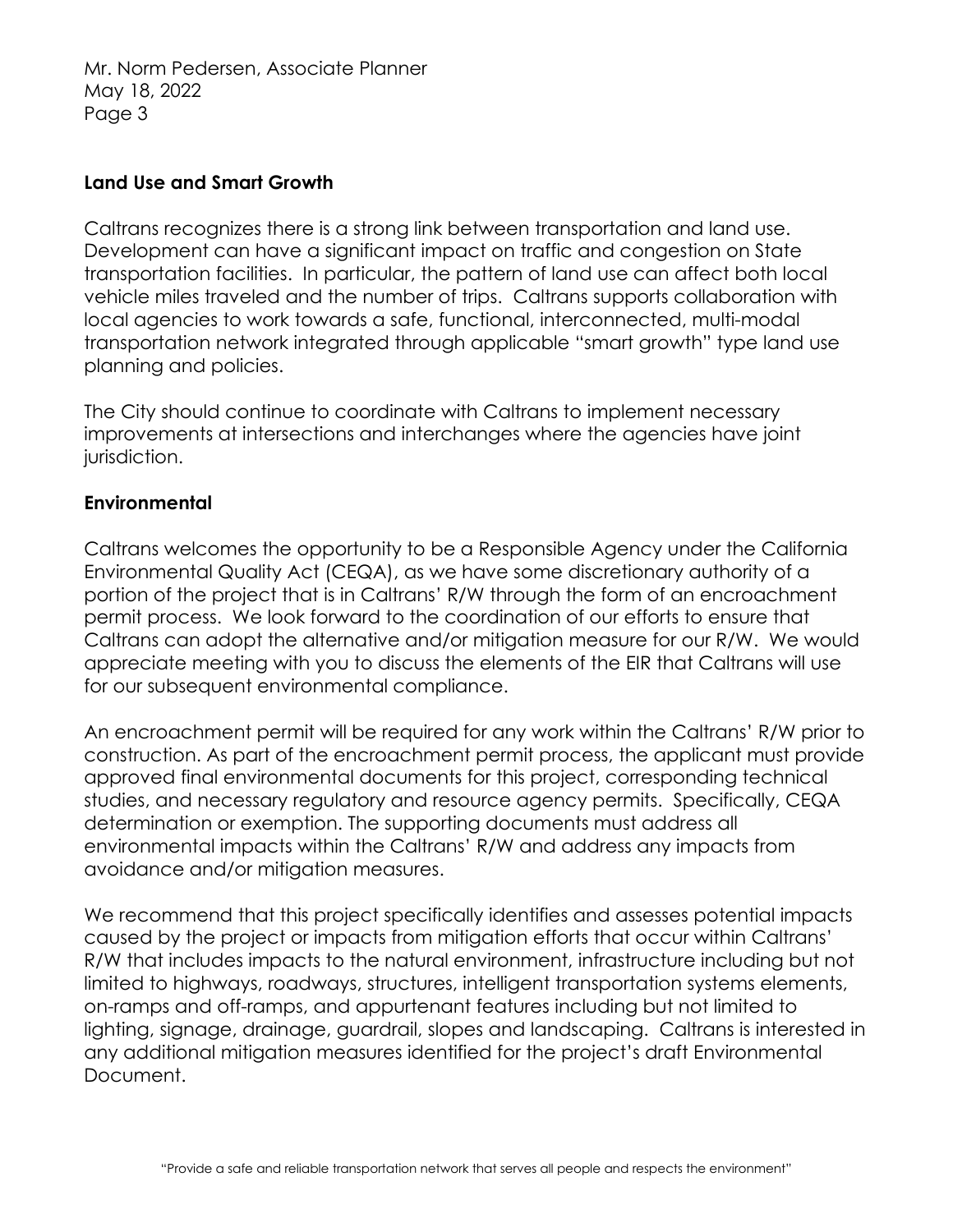## Land Use and Smart Growth

Caltrans recognizes there is a strong link between transportation and land use. Development can have a significant impact on traffic and congestion on State transportation facilities. In particular, the pattern of land use can affect both local vehicle miles traveled and the number of trips. Caltrans supports collaboration with local agencies to work towards a safe, functional, interconnected, multi-modal transportation network integrated through applicable "smart growth" type land use planning and policies.

The City should continue to coordinate with Caltrans to implement necessary improvements at intersections and interchanges where the agencies have joint jurisdiction.

## Environmental

Caltrans welcomes the opportunity to be a Responsible Agency under the California Environmental Quality Act (CEQA), as we have some discretionary authority of a portion of the project that is in Caltrans' R/W through the form of an encroachment permit process. We look forward to the coordination of our efforts to ensure that Caltrans can adopt the alternative and/or mitigation measure for our R/W. We would appreciate meeting with you to discuss the elements of the EIR that Caltrans will use for our subsequent environmental compliance.

An encroachment permit will be required for any work within the Caltrans' R/W prior to construction. As part of the encroachment permit process, the applicant must provide approved final environmental documents for this project, corresponding technical studies, and necessary regulatory and resource agency permits. Specifically, CEQA determination or exemption. The supporting documents must address all environmental impacts within the Caltrans' R/W and address any impacts from avoidance and/or mitigation measures.

We recommend that this project specifically identifies and assesses potential impacts caused by the project or impacts from mitigation efforts that occur within Caltrans' R/W that includes impacts to the natural environment, infrastructure including but not limited to highways, roadways, structures, intelligent transportation systems elements, on-ramps and off-ramps, and appurtenant features including but not limited to lighting, signage, drainage, guardrail, slopes and landscaping. Caltrans is interested in any additional mitigation measures identified for the project's draft Environmental Document.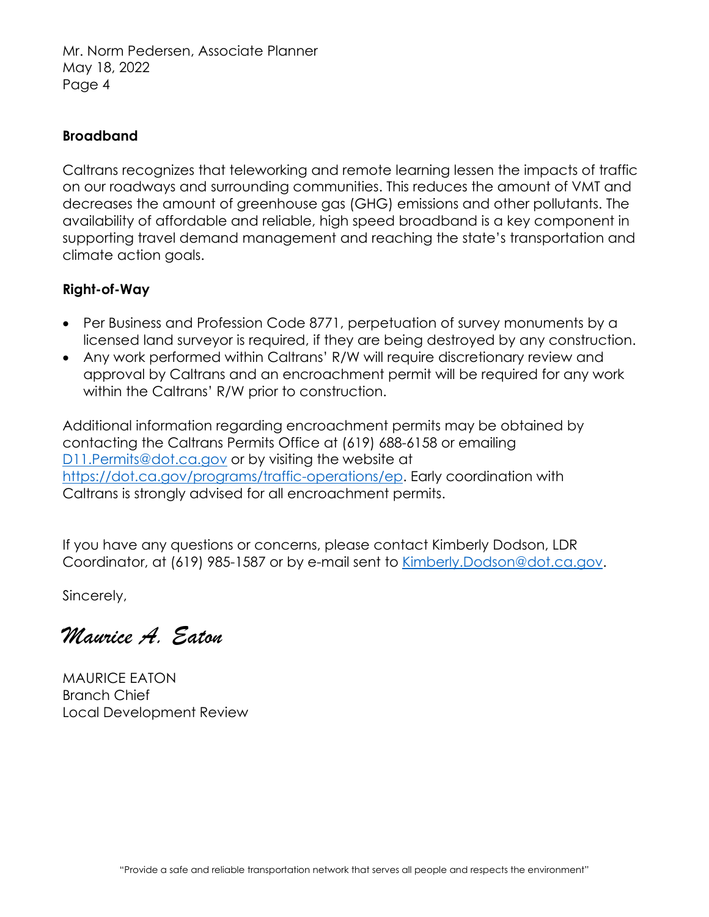Mr. Norm Pedersen, Associate Planner
May 18, 2022
Page 4

**Broadband**

Caltrans recognizes that teleworking and remote learning lessen the impacts of traffic on our roadways and surrounding communities. This reduces the amount of VMT and decreases the amount of greenhouse gas (GHG) emissions and other pollutants. The availability of affordable and reliable, high speed broadband is a key component in supporting travel demand management and reaching the state's transportation and climate action goals.

**Right-of-Way**

- Per Business and Profession Code 8771, perpetuation of survey monuments by a licensed land surveyor is required, if they are being destroyed by any construction.
- Any work performed within Caltrans' R/W will require discretionary review and approval by Caltrans and an encroachment permit will be required for any work within the Caltrans' R/W prior to construction.

Additional information regarding encroachment permits may be obtained by contacting the Caltrans Permits Office at (619) 688-6158 or emailing D11.Permits@dot.ca.gov or by visiting the website at https://dot.ca.gov/programs/traffic-operations/ep. Early coordination with Caltrans is strongly advised for all encroachment permits.

If you have any questions or concerns, please contact Kimberly Dodson, LDR Coordinator, at (619) 985-1587 or by e-mail sent to Kimberly.Dodson@dot.ca.gov.

Sincerely,

*Maurice A. Eaton*

MAURICE EATON
Branch Chief
Local Development Review

"Provide a safe and reliable transportation network that serves all people and respects the environment"